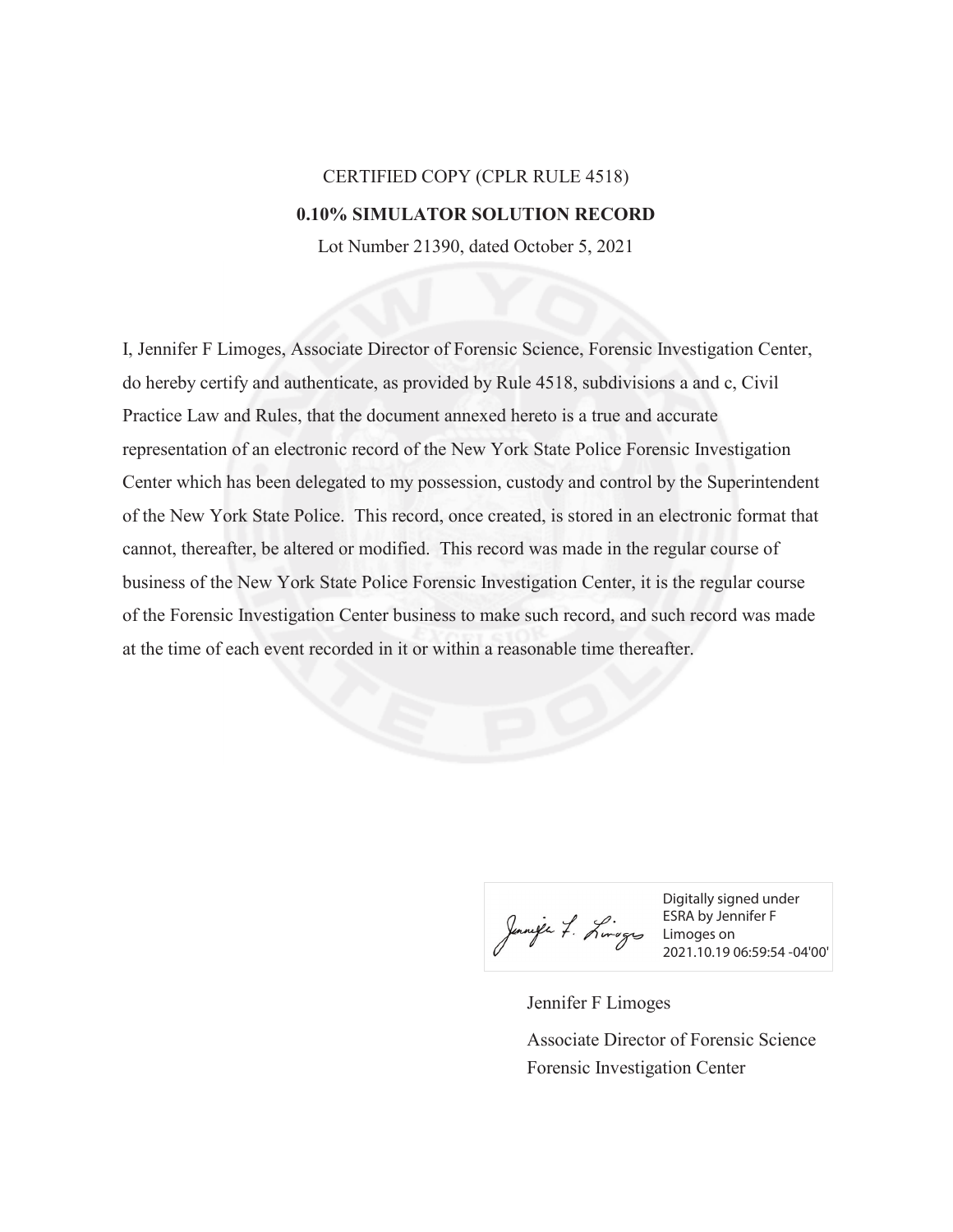CERTIFIED COPY (CPLR RULE 4518)

**0.10% SIMULATOR SOLUTION RECORD**

Lot Number 21390, dated October 5, 2021

I, Jennifer F Limoges, Associate Director of Forensic Science, Forensic Investigation Center, do hereby certify and authenticate, as provided by Rule 4518, subdivisions a and c, Civil Practice Law and Rules, that the document annexed hereto is a true and accurate representation of an electronic record of the New York State Police Forensic Investigation Center which has been delegated to my possession, custody and control by the Superintendent of the New York State Police. This record, once created, is stored in an electronic format that cannot, thereafter, be altered or modified. This record was made in the regular course of business of the New York State Police Forensic Investigation Center, it is the regular course of the Forensic Investigation Center business to make such record, and such record was made at the time of each event recorded in it or within a reasonable time thereafter.

Digitally signed under ESRA by Jennifer F Limoges on 2021.10.19 06:59:54 -04'00'

Jennifer F Limoges

Associate Director of Forensic Science

Forensic Investigation Center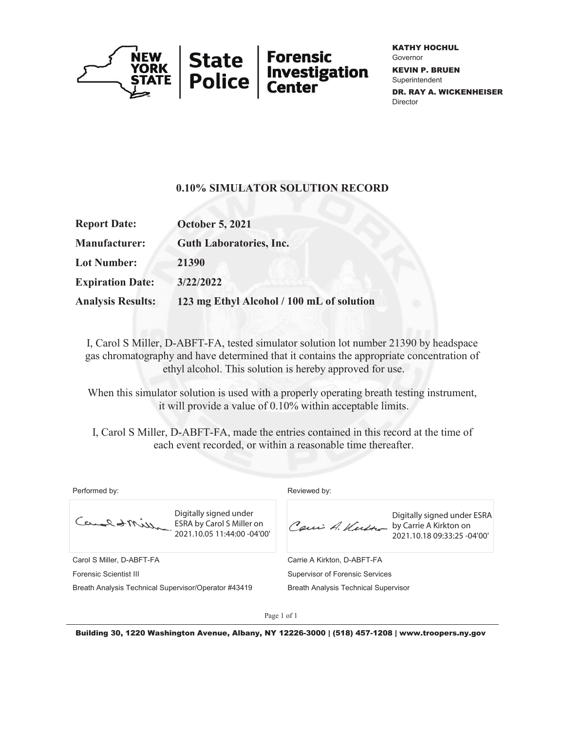**NEW YORK STATE** | **State Police** | **Forensic Investigation Center**

**KATHY HOCHUL**
Governor

**KEVIN P. BRUEN**
Superintendent

**DR. RAY A. WICKENHEISER**
Director

## 0.10% SIMULATOR SOLUTION RECORD

| | |
|---|---|
| **Report Date:** | **October 5, 2021** |
| **Manufacturer:** | **Guth Laboratories, Inc.** |
| **Lot Number:** | **21390** |
| **Expiration Date:** | **3/22/2022** |
| **Analysis Results:** | **123 mg Ethyl Alcohol / 100 mL of solution** |

I, Carol S Miller, D-ABFT-FA, tested simulator solution lot number 21390 by headspace gas chromatography and have determined that it contains the appropriate concentration of ethyl alcohol. This solution is hereby approved for use.

When this simulator solution is used with a properly operating breath testing instrument, it will provide a value of 0.10% within acceptable limits.

I, Carol S Miller, D-ABFT-FA, made the entries contained in this record at the time of each event recorded, or within a reasonable time thereafter.

Performed by:

Digitally signed under ESRA by Carol S Miller on 2021.10.05 11:44:00 -04'00'

Carol S Miller, D-ABFT-FA
Forensic Scientist III
Breath Analysis Technical Supervisor/Operator #43419

Reviewed by:

Digitally signed under ESRA by Carrie A Kirkton on 2021.10.18 09:33:25 -04'00'

Carrie A Kirkton, D-ABFT-FA
Supervisor of Forensic Services
Breath Analysis Technical Supervisor

Building 30, 1220 Washington Avenue, Albany, NY 12226-3000 | (518) 457-1208 | www.troopers.ny.gov